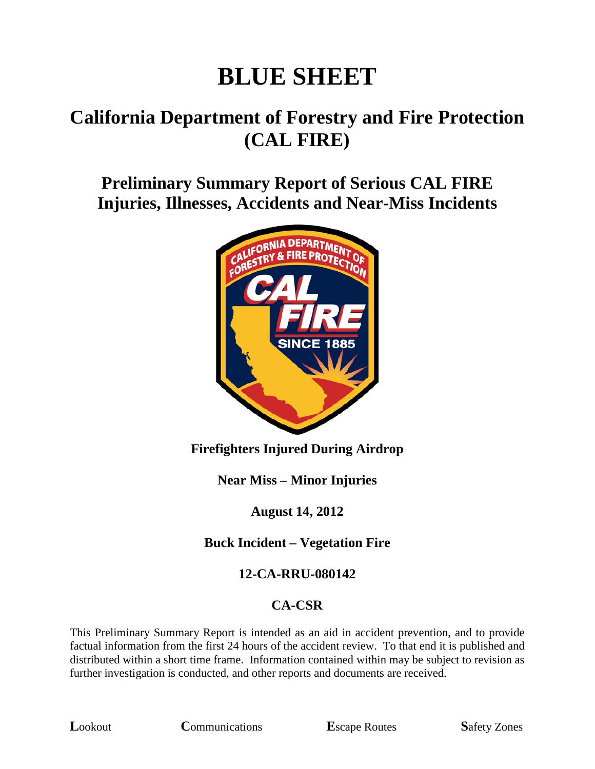# BLUE SHEET

## California Department of Forestry and Fire Protection (CAL FIRE)

## Preliminary Summary Report of Serious CAL FIRE Injuries, Illnesses, Accidents and Near-Miss Incidents

**Firefighters Injured During Airdrop**

**Near Miss – Minor Injuries**

**August 14, 2012**

**Buck Incident – Vegetation Fire**

**12-CA-RRU-080142**

**CA-CSR**

This Preliminary Summary Report is intended as an aid in accident prevention, and to provide factual information from the first 24 hours of the accident review. To that end it is published and distributed within a short time frame. Information contained within may be subject to revision as further investigation is conducted, and other reports and documents are received.

**L**ookout **C**ommunications **E**scape Routes **S**afety Zones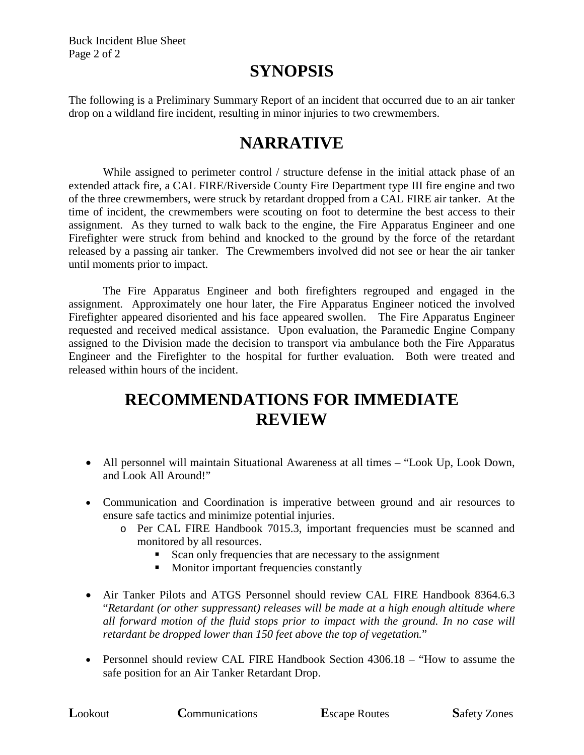# SYNOPSIS

The following is a Preliminary Summary Report of an incident that occurred due to an air tanker drop on a wildland fire incident, resulting in minor injuries to two crewmembers.

# NARRATIVE

While assigned to perimeter control / structure defense in the initial attack phase of an extended attack fire, a CAL FIRE/Riverside County Fire Department type III fire engine and two of the three crewmembers, were struck by retardant dropped from a CAL FIRE air tanker. At the time of incident, the crewmembers were scouting on foot to determine the best access to their assignment. As they turned to walk back to the engine, the Fire Apparatus Engineer and one Firefighter were struck from behind and knocked to the ground by the force of the retardant released by a passing air tanker. The Crewmembers involved did not see or hear the air tanker until moments prior to impact.

The Fire Apparatus Engineer and both firefighters regrouped and engaged in the assignment. Approximately one hour later, the Fire Apparatus Engineer noticed the involved Firefighter appeared disoriented and his face appeared swollen. The Fire Apparatus Engineer requested and received medical assistance. Upon evaluation, the Paramedic Engine Company assigned to the Division made the decision to transport via ambulance both the Fire Apparatus Engineer and the Firefighter to the hospital for further evaluation. Both were treated and released within hours of the incident.

# RECOMMENDATIONS FOR IMMEDIATE REVIEW

- All personnel will maintain Situational Awareness at all times – "Look Up, Look Down, and Look All Around!"
- Communication and Coordination is imperative between ground and air resources to ensure safe tactics and minimize potential injuries.
    - Per CAL FIRE Handbook 7015.3, important frequencies must be scanned and monitored by all resources.
        - Scan only frequencies that are necessary to the assignment
        - Monitor important frequencies constantly
- Air Tanker Pilots and ATGS Personnel should review CAL FIRE Handbook 8364.6.3 "*Retardant (or other suppressant) releases will be made at a high enough altitude where all forward motion of the fluid stops prior to impact with the ground. In no case will retardant be dropped lower than 150 feet above the top of vegetation.*"
- Personnel should review CAL FIRE Handbook Section 4306.18 – "How to assume the safe position for an Air Tanker Retardant Drop.

**L**ookout **C**ommunications **E**scape Routes **S**afety Zones